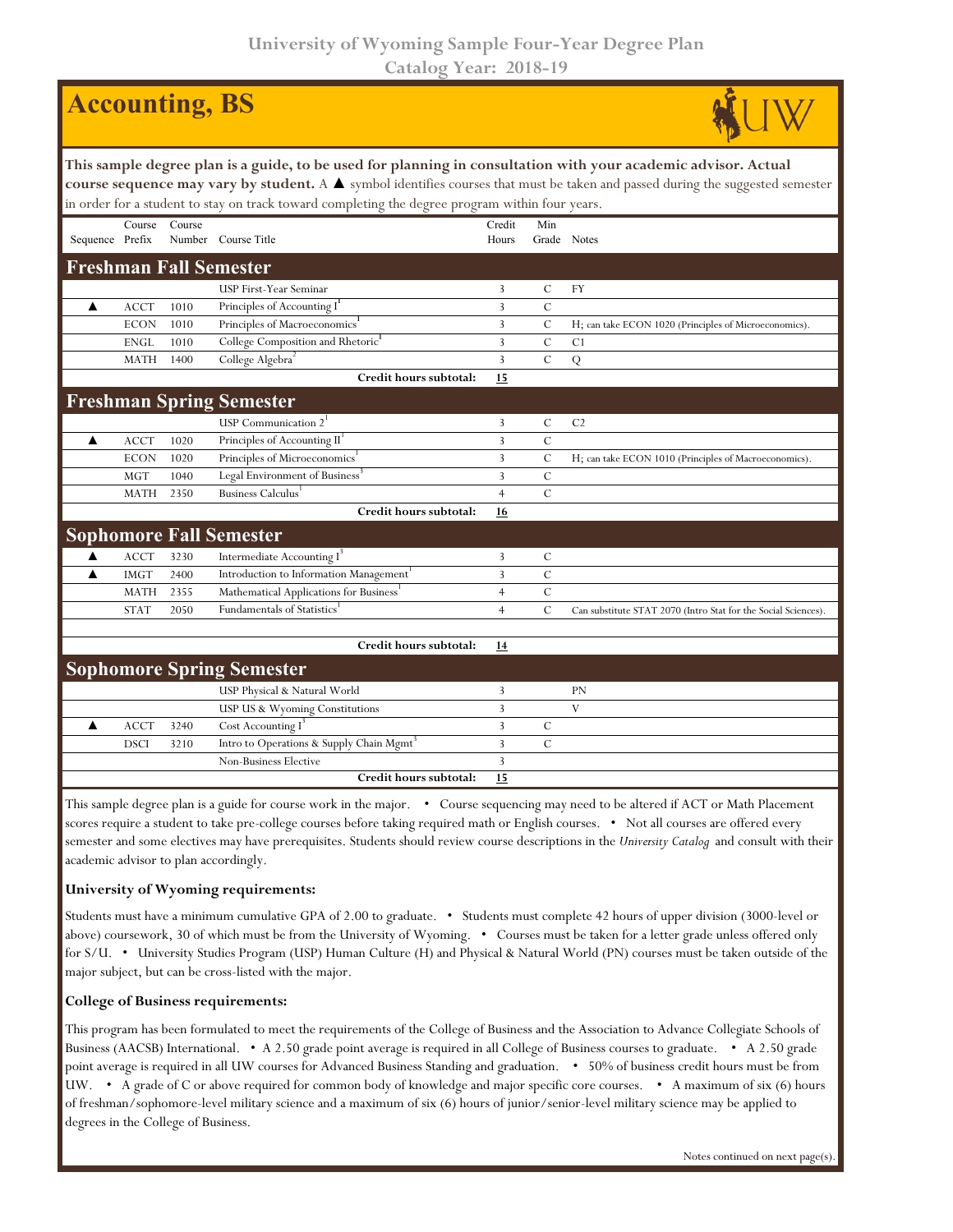University of Wyoming Sample Four-Year Degree Plan
Catalog Year: 2018-19

# Accounting, BS

**This sample degree plan is a guide, to be used for planning in consultation with your academic advisor. Actual course sequence may vary by student.** A ▲ symbol identifies courses that must be taken and passed during the suggested semester in order for a student to stay on track toward completing the degree program within four years.

| Sequence | Course Prefix | Course Number | Course Title | Credit Hours | Min Grade | Notes |
|---|---|---|---|---|---|---|
| **Freshman Fall Semester** | | | | | | |
| | | | USP First-Year Seminar | 3 | C | FY |
| ▲ | ACCT | 1010 | Principles of Accounting I[1] | 3 | C | |
| | ECON | 1010 | Principles of Macroeconomics[1] | 3 | C | H; can take ECON 1020 (Principles of Microeconomics). |
| | ENGL | 1010 | College Composition and Rhetoric[1] | 3 | C | C1 |
| | MATH | 1400 | College Algebra[2] | 3 | C | Q |
| | | | **Credit hours subtotal:** | **15** | | |
| **Freshman Spring Semester** | | | | | | |
| | | | USP Communication 2[1] | 3 | C | C2 |
| ▲ | ACCT | 1020 | Principles of Accounting II[1] | 3 | C | |
| | ECON | 1020 | Principles of Microeconomics[1] | 3 | C | H; can take ECON 1010 (Principles of Macroeconomics). |
| | MGT | 1040 | Legal Environment of Business[3] | 3 | C | |
| | MATH | 2350 | Business Calculus[1] | 4 | C | |
| | | | **Credit hours subtotal:** | **16** | | |
| **Sophomore Fall Semester** | | | | | | |
| ▲ | ACCT | 3230 | Intermediate Accounting I[3] | 3 | C | |
| ▲ | IMGT | 2400 | Introduction to Information Management[1] | 3 | C | |
| | MATH | 2355 | Mathematical Applications for Business[1] | 4 | C | |
| | STAT | 2050 | Fundamentals of Statistics[1] | 4 | C | Can substitute STAT 2070 (Intro Stat for the Social Sciences). |
| | | | **Credit hours subtotal:** | **14** | | |
| **Sophomore Spring Semester** | | | | | | |
| | | | USP Physical & Natural World | 3 | | PN |
| | | | USP US & Wyoming Constitutions | 3 | | V |
| ▲ | ACCT | 3240 | Cost Accounting I[3] | 3 | C | |
| | DSCI | 3210 | Intro to Operations & Supply Chain Mgmt[3] | 3 | C | |
| | | | Non-Business Elective | 3 | | |
| | | | **Credit hours subtotal:** | **15** | | |

This sample degree plan is a guide for course work in the major. • Course sequencing may need to be altered if ACT or Math Placement scores require a student to take pre-college courses before taking required math or English courses. • Not all courses are offered every semester and some electives may have prerequisites. Students should review course descriptions in the *University Catalog* and consult with their academic advisor to plan accordingly.

### University of Wyoming requirements:

Students must have a minimum cumulative GPA of 2.00 to graduate. • Students must complete 42 hours of upper division (3000-level or above) coursework, 30 of which must be from the University of Wyoming. • Courses must be taken for a letter grade unless offered only for S/U. • University Studies Program (USP) Human Culture (H) and Physical & Natural World (PN) courses must be taken outside of the major subject, but can be cross-listed with the major.

### College of Business requirements:

This program has been formulated to meet the requirements of the College of Business and the Association to Advance Collegiate Schools of Business (AACSB) International. • A 2.50 grade point average is required in all College of Business courses to graduate. • A 2.50 grade point average is required in all UW courses for Advanced Business Standing and graduation. • 50% of business credit hours must be from UW. • A grade of C or above required for common body of knowledge and major specific core courses. • A maximum of six (6) hours of freshman/sophomore-level military science and a maximum of six (6) hours of junior/senior-level military science may be applied to degrees in the College of Business.

Notes continued on next page(s).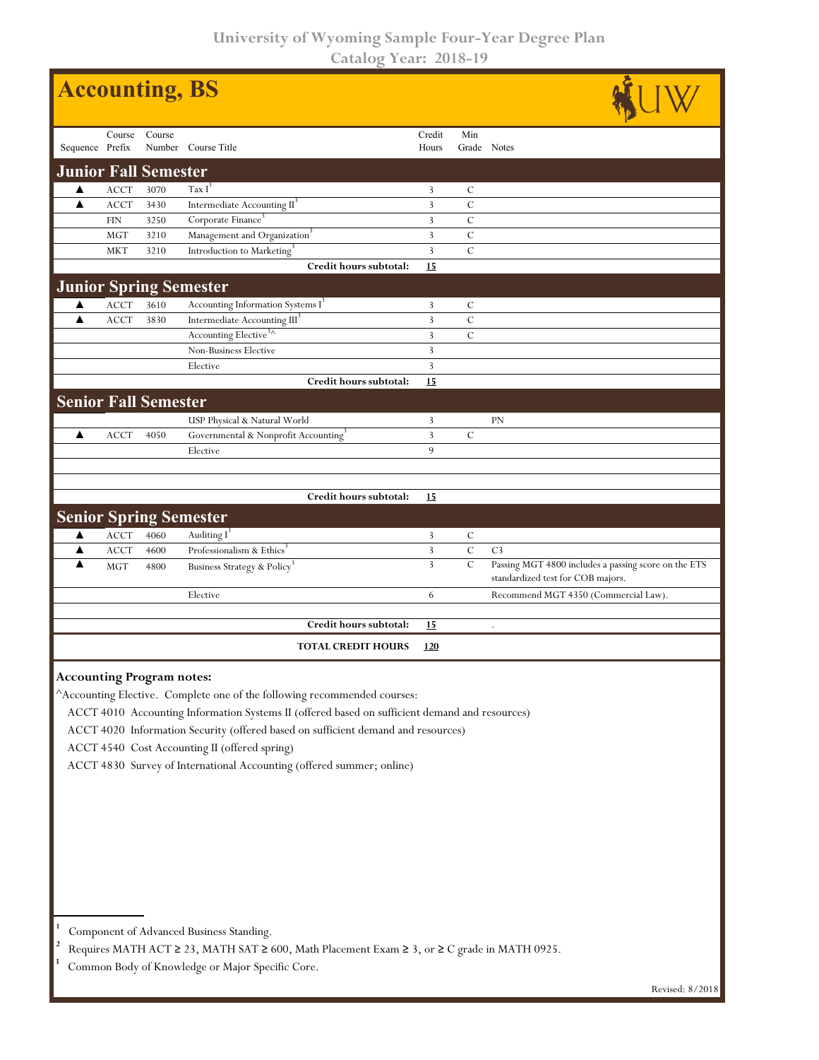University of Wyoming Sample Four-Year Degree Plan
Catalog Year: 2018-19

# Accounting, BS

| Sequence | Course Prefix | Course Number | Course Title | Credit Hours | Min Grade | Notes |
|---|---|---|---|---|---|---|
| **Junior Fall Semester** | | | | | | |
| ▲ | ACCT | 3070 | Tax I[3] | 3 | C | |
| ▲ | ACCT | 3430 | Intermediate Accounting II[3] | 3 | C | |
| | FIN | 3250 | Corporate Finance[3] | 3 | C | |
| | MGT | 3210 | Management and Organization[3] | 3 | C | |
| | MKT | 3210 | Introduction to Marketing[3] | 3 | C | |
| | | | **Credit hours subtotal:** | **15** | | |
| **Junior Spring Semester** | | | | | | |
| ▲ | ACCT | 3610 | Accounting Information Systems I[3] | 3 | C | |
| ▲ | ACCT | 3830 | Intermediate Accounting III[3] | 3 | C | |
| | | | Accounting Elective[3]^ | 3 | C | |
| | | | Non-Business Elective | 3 | | |
| | | | Elective | 3 | | |
| | | | **Credit hours subtotal:** | **15** | | |
| **Senior Fall Semester** | | | | | | |
| | | | USP Physical & Natural World | 3 | | PN |
| ▲ | ACCT | 4050 | Governmental & Nonprofit Accounting[3] | 3 | C | |
| | | | Elective | 9 | | |
| | | | **Credit hours subtotal:** | **15** | | |
| **Senior Spring Semester** | | | | | | |
| ▲ | ACCT | 4060 | Auditing I[3] | 3 | C | |
| ▲ | ACCT | 4600 | Professionalism & Ethics[3] | 3 | C | C3 |
| ▲ | MGT | 4800 | Business Strategy & Policy[3] | 3 | C | Passing MGT 4800 includes a passing score on the ETS standardized test for COB majors. |
| | | | Elective | 6 | | Recommend MGT 4350 (Commercial Law). |
| | | | **Credit hours subtotal:** | **15** | | . |
| | | | **TOTAL CREDIT HOURS** | **120** | | |

**Accounting Program notes:**

^Accounting Elective. Complete one of the following recommended courses:

- ACCT 4010 Accounting Information Systems II (offered based on sufficient demand and resources)
- ACCT 4020 Information Security (offered based on sufficient demand and resources)
- ACCT 4540 Cost Accounting II (offered spring)
- ACCT 4830 Survey of International Accounting (offered summer; online)

[1] Component of Advanced Business Standing.

[2] Requires MATH ACT ≥ 23, MATH SAT ≥ 600, Math Placement Exam ≥ 3, or ≥ C grade in MATH 0925.

[3] Common Body of Knowledge or Major Specific Core.

Revised: 8/2018